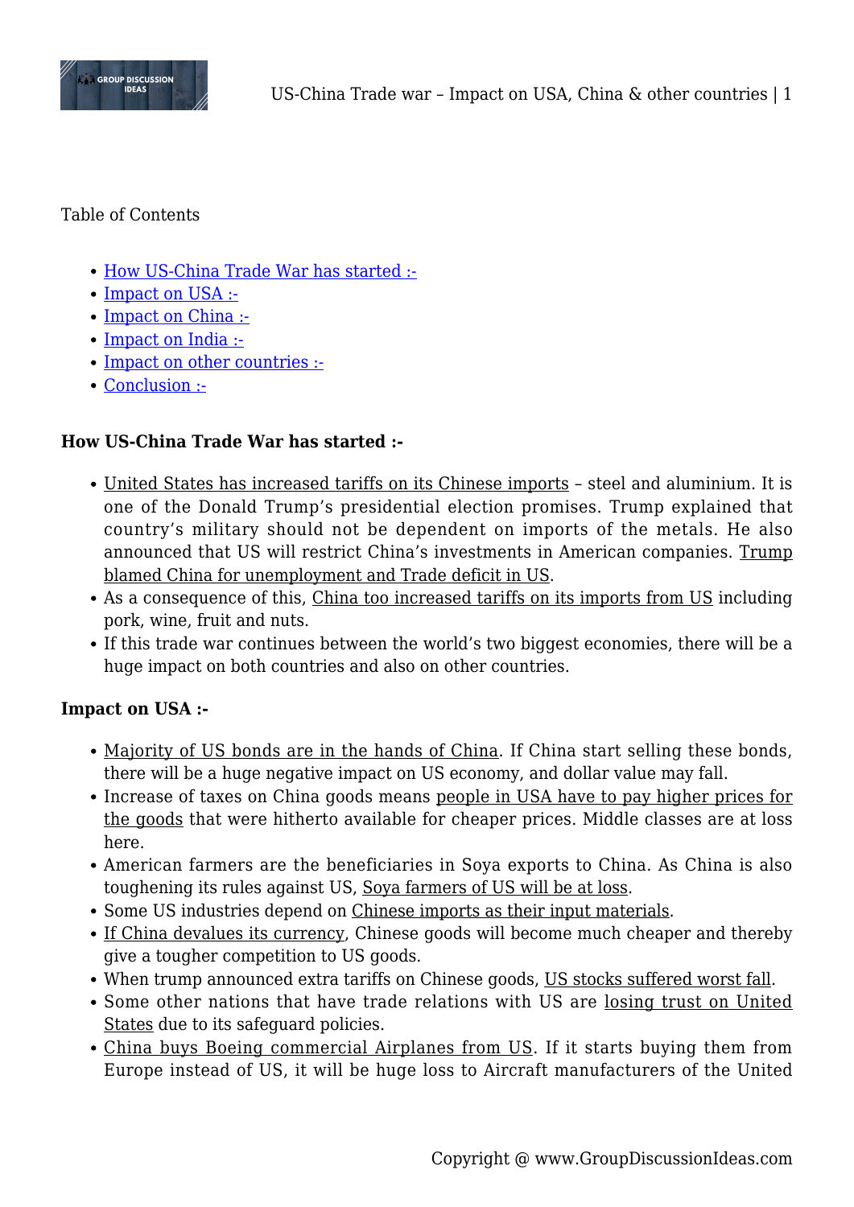Table of Contents

- How US-China Trade War has started :-
- Impact on USA :-
- Impact on China :-
- Impact on India :-
- Impact on other countries :-
- Conclusion :-

**How US-China Trade War has started :-**

- United States has increased tariffs on its Chinese imports – steel and aluminium. It is one of the Donald Trump's presidential election promises. Trump explained that country's military should not be dependent on imports of the metals. He also announced that US will restrict China's investments in American companies. Trump blamed China for unemployment and Trade deficit in US.
- As a consequence of this, China too increased tariffs on its imports from US including pork, wine, fruit and nuts.
- If this trade war continues between the world's two biggest economies, there will be a huge impact on both countries and also on other countries.

**Impact on USA :-**

- Majority of US bonds are in the hands of China. If China start selling these bonds, there will be a huge negative impact on US economy, and dollar value may fall.
- Increase of taxes on China goods means people in USA have to pay higher prices for the goods that were hitherto available for cheaper prices. Middle classes are at loss here.
- American farmers are the beneficiaries in Soya exports to China. As China is also toughening its rules against US, Soya farmers of US will be at loss.
- Some US industries depend on Chinese imports as their input materials.
- If China devalues its currency, Chinese goods will become much cheaper and thereby give a tougher competition to US goods.
- When trump announced extra tariffs on Chinese goods, US stocks suffered worst fall.
- Some other nations that have trade relations with US are losing trust on United States due to its safeguard policies.
- China buys Boeing commercial Airplanes from US. If it starts buying them from Europe instead of US, it will be huge loss to Aircraft manufacturers of the United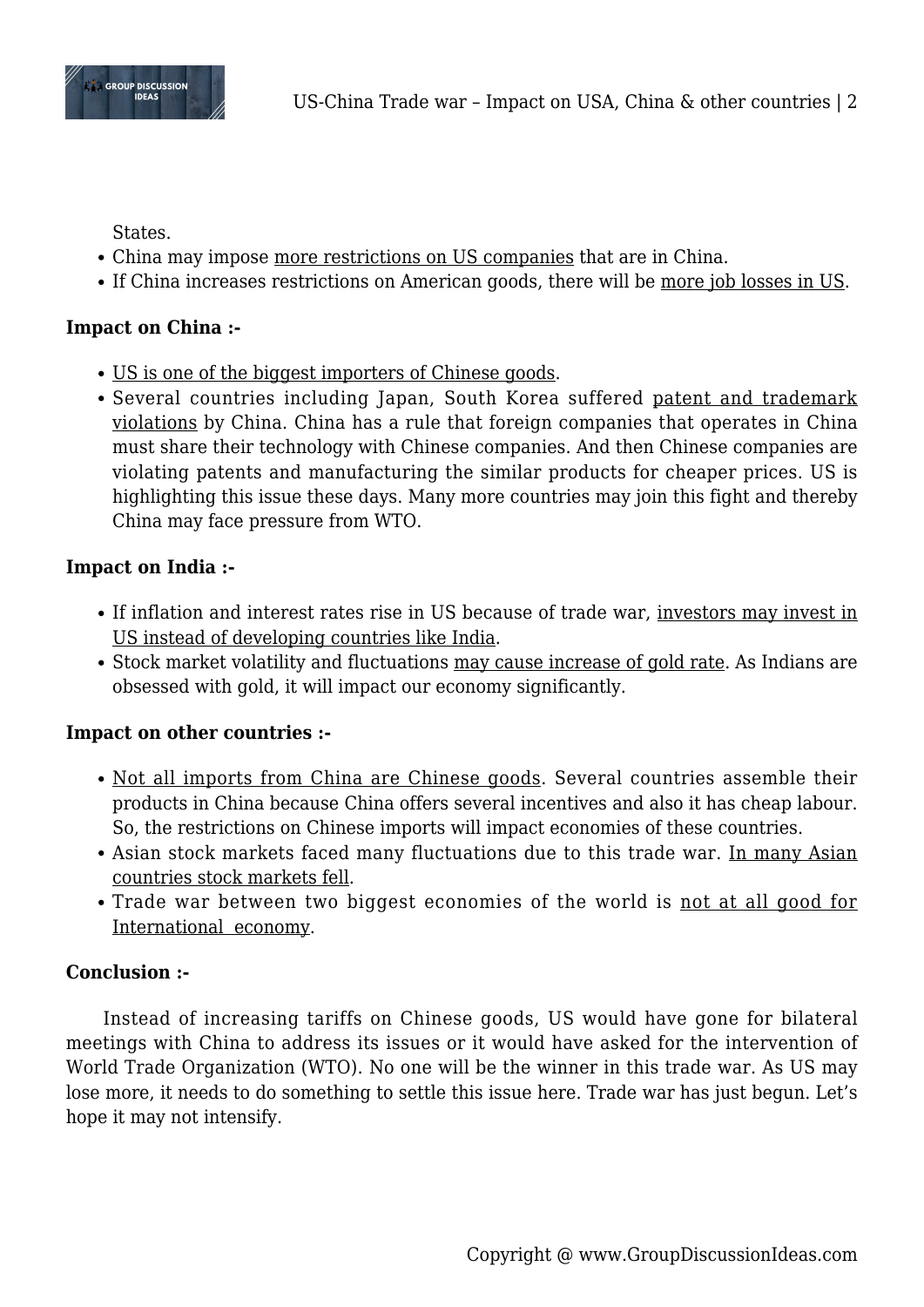States.

- China may impose more restrictions on US companies that are in China.
- If China increases restrictions on American goods, there will be more job losses in US.

**Impact on China :-**

- US is one of the biggest importers of Chinese goods.
- Several countries including Japan, South Korea suffered patent and trademark violations by China. China has a rule that foreign companies that operates in China must share their technology with Chinese companies. And then Chinese companies are violating patents and manufacturing the similar products for cheaper prices. US is highlighting this issue these days. Many more countries may join this fight and thereby China may face pressure from WTO.

**Impact on India :-**

- If inflation and interest rates rise in US because of trade war, investors may invest in US instead of developing countries like India.
- Stock market volatility and fluctuations may cause increase of gold rate. As Indians are obsessed with gold, it will impact our economy significantly.

**Impact on other countries :-**

- Not all imports from China are Chinese goods. Several countries assemble their products in China because China offers several incentives and also it has cheap labour. So, the restrictions on Chinese imports will impact economies of these countries.
- Asian stock markets faced many fluctuations due to this trade war. In many Asian countries stock markets fell.
- Trade war between two biggest economies of the world is not at all good for International economy.

**Conclusion :-**

Instead of increasing tariffs on Chinese goods, US would have gone for bilateral meetings with China to address its issues or it would have asked for the intervention of World Trade Organization (WTO). No one will be the winner in this trade war. As US may lose more, it needs to do something to settle this issue here. Trade war has just begun. Let's hope it may not intensify.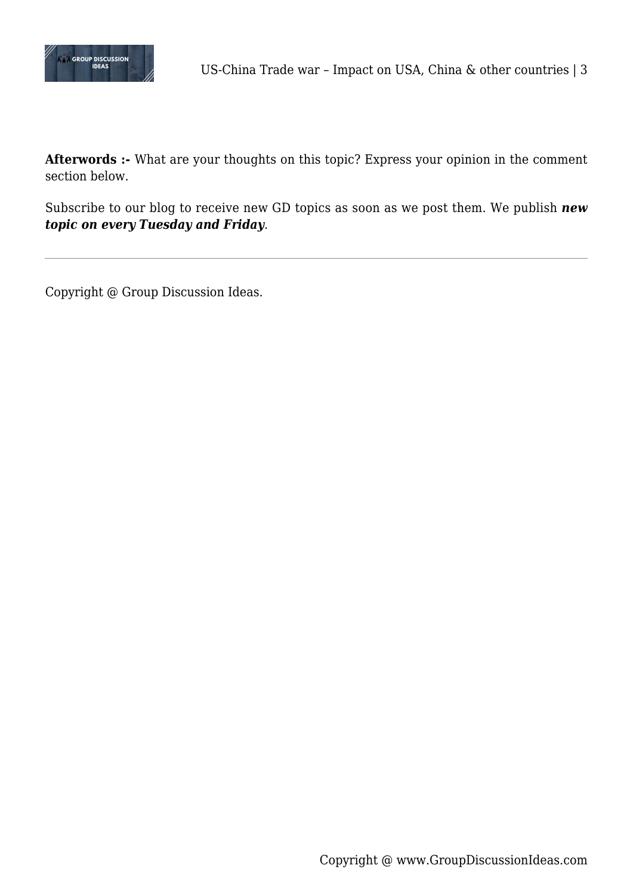**Afterwords :-** What are your thoughts on this topic? Express your opinion in the comment section below.

Subscribe to our blog to receive new GD topics as soon as we post them. We publish ***new topic on every Tuesday and Friday***.

---

Copyright @ Group Discussion Ideas.